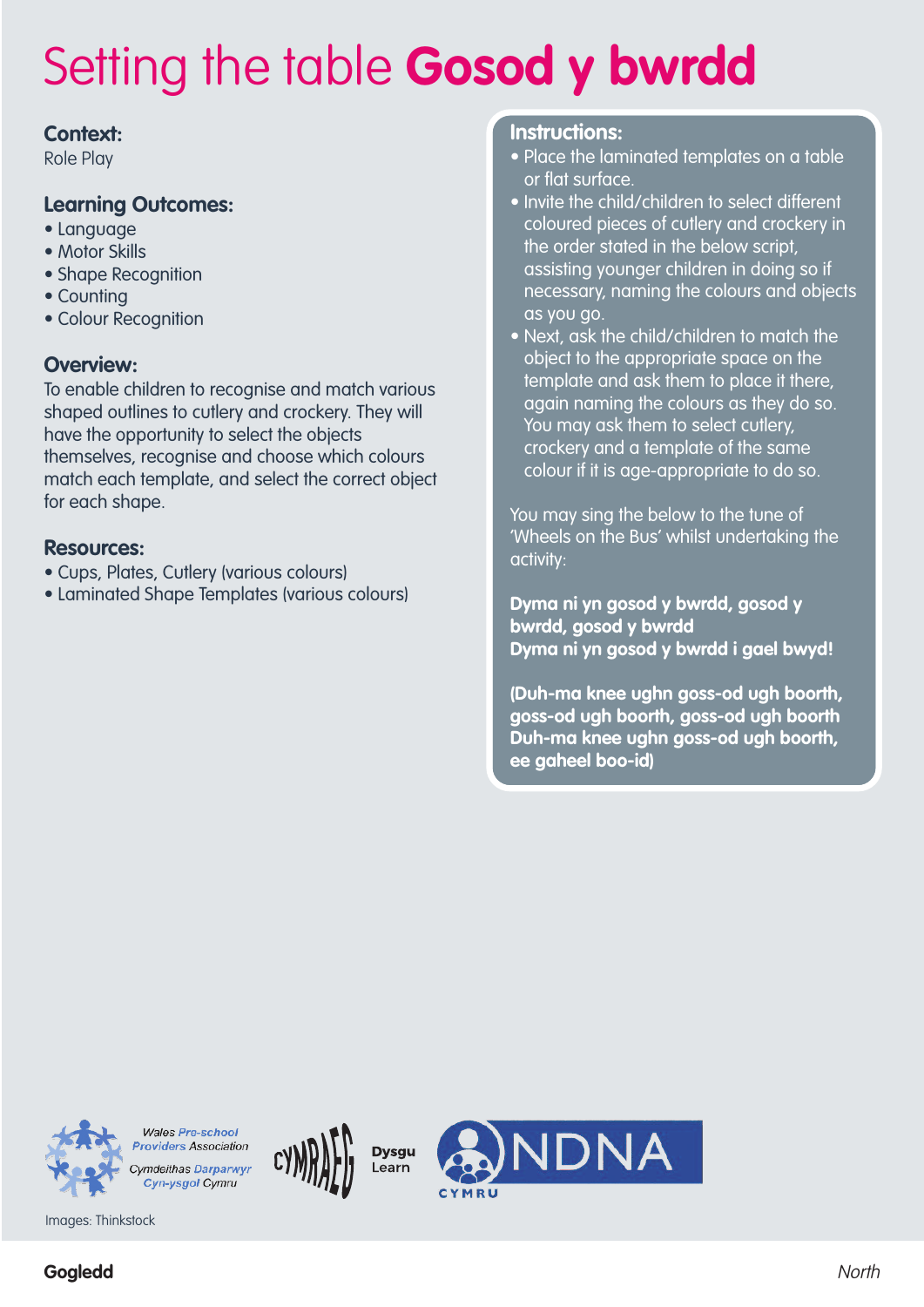# Setting the table **Gosod y bwrdd**

## Context:

Role Play

## Learning Outcomes:

- Language
- Motor Skills
- Shape Recognition
- Counting
- Colour Recognition

## Overview:

To enable children to recognise and match various shaped outlines to cutlery and crockery. They will have the opportunity to select the objects themselves, recognise and choose which colours match each template, and select the correct object for each shape.

## Resources:

- Cups, Plates, Cutlery (various colours)
- Laminated Shape Templates (various colours)

## Instructions:

- Place the laminated templates on a table or flat surface.
- Invite the child/children to select different coloured pieces of cutlery and crockery in the order stated in the below script, assisting younger children in doing so if necessary, naming the colours and objects as you go.
- Next, ask the child/children to match the object to the appropriate space on the template and ask them to place it there, again naming the colours as they do so. You may ask them to select cutlery, crockery and a template of the same colour if it is age-appropriate to do so.

You may sing the below to the tune of 'Wheels on the Bus' whilst undertaking the activity:

**Dyma ni yn gosod y bwrdd, gosod y bwrdd, gosod y bwrdd**
**Dyma ni yn gosod y bwrdd i gael bwyd!**

**(Duh-ma knee ughn goss-od ugh boorth, goss-od ugh boorth, goss-od ugh boorth**
**Duh-ma knee ughn goss-od ugh boorth, ee gaheel boo-id)**

Wales Pre-school Providers Association
Cymdeithas Darparwyr Cyn-ysgol Cymru

CYMRAEG Dysgu Learn

NDNA CYMRU

Images: Thinkstock

**Gogledd** *North*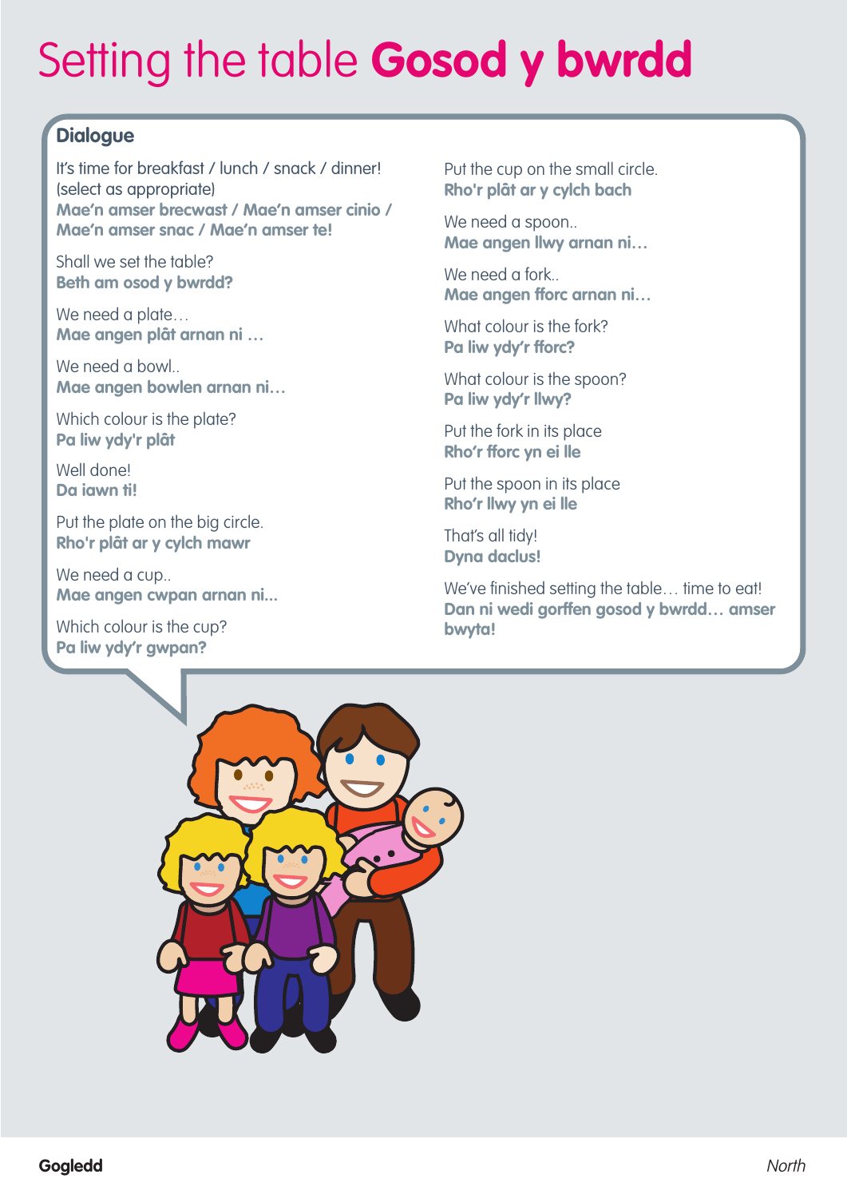# Setting the table **Gosod y bwrdd**

## Dialogue

It's time for breakfast / lunch / snack / dinner! (select as appropriate)
**Mae'n amser brecwast / Mae'n amser cinio / Mae'n amser snac / Mae'n amser te!**

Shall we set the table?
**Beth am osod y bwrdd?**

We need a plate…
**Mae angen plât arnan ni …**

We need a bowl..
**Mae angen bowlen arnan ni…**

Which colour is the plate?
**Pa liw ydy'r plât**

Well done!
**Da iawn ti!**

Put the plate on the big circle.
**Rho'r plât ar y cylch mawr**

We need a cup..
**Mae angen cwpan arnan ni...**

Which colour is the cup?
**Pa liw ydy'r gwpan?**

Put the cup on the small circle.
**Rho'r plât ar y cylch bach**

We need a spoon..
**Mae angen llwy arnan ni…**

We need a fork..
**Mae angen fforc arnan ni…**

What colour is the fork?
**Pa liw ydy'r fforc?**

What colour is the spoon?
**Pa liw ydy'r llwy?**

Put the fork in its place
**Rho'r fforc yn ei lle**

Put the spoon in its place
**Rho'r llwy yn ei lle**

That's all tidy!
**Dyna daclus!**

We've finished setting the table… time to eat!
**Dan ni wedi gorffen gosod y bwrdd… amser bwyta!**

**Gogledd** *North*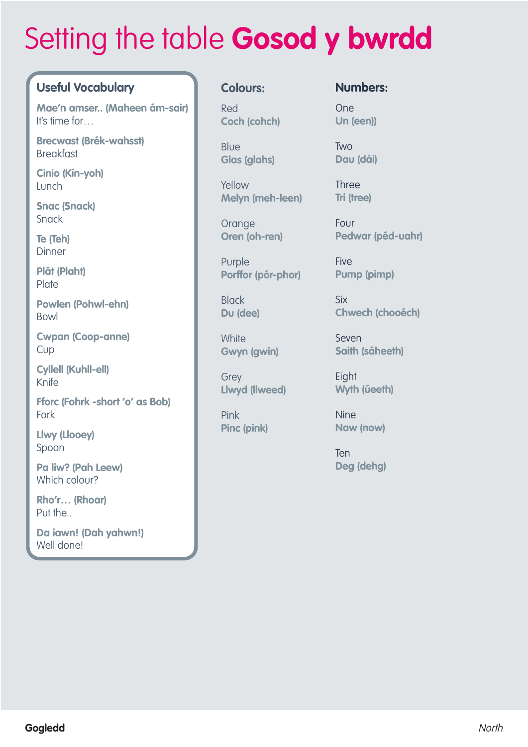# Setting the table **Gosod y bwrdd**

## Useful Vocabulary

**Mae'n amser.. (Maheen ám-sair)**
It's time for…

**Brecwast (Brék-wahsst)**
Breakfast

**Cinio (Kín-yoh)**
Lunch

**Snac (Snack)**
Snack

**Te (Teh)**
Dinner

**Plât (Plaht)**
Plate

**Powlen (Pohwl-ehn)**
Bowl

**Cwpan (Coop-anne)**
Cup

**Cyllell (Kuhll-ell)**
Knife

**Fforc (Fohrk -short 'o' as Bob)**
Fork

**Llwy (Llooey)**
Spoon

**Pa liw? (Pah Leew)**
Which colour?

**Rho'r… (Rhoar)**
Put the..

**Da iawn! (Dah yahwn!)**
Well done!

## Colours:

Red
**Coch (cohch)**

Blue
**Glas (glahs)**

Yellow
**Melyn (meh-leen)**

Orange
**Oren (oh-ren)**

Purple
**Porffor (pór-phor)**

Black
**Du (dee)**

White
**Gwyn (gwin)**

Grey
**Llwyd (llweed)**

Pink
**Pinc (pink)**

## Numbers:

One
**Un (een))**

Two
**Dau (dâi)**

Three
**Tri (tree)**

Four
**Pedwar (péd-uahr)**

Five
**Pump (pimp)**

Six
**Chwech (chooéch)**

Seven
**Saith (sáheeth)**

Eight
**Wyth (úeeth)**

Nine
**Naw (now)**

Ten
**Deg (dehg)**

**Gogledd** *North*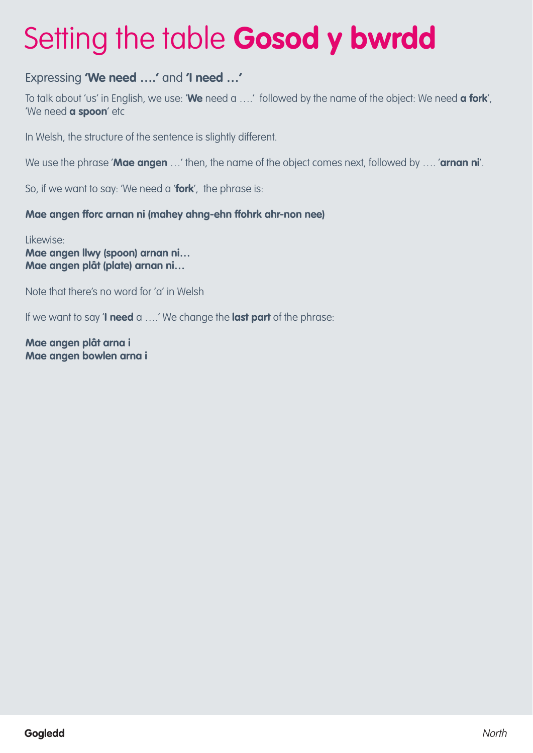# Setting the table **Gosod y bwrdd**

## Expressing **'We need ….'** and **'I need …'**

To talk about 'us' in English, we use: '**We** need a ….' followed by the name of the object: We need **a fork**', 'We need **a spoon**' etc

In Welsh, the structure of the sentence is slightly different.

We use the phrase '**Mae angen** …' then, the name of the object comes next, followed by …. '**arnan ni**'.

So, if we want to say: 'We need a '**fork**', the phrase is:

**Mae angen fforc arnan ni (mahey ahng-ehn ffohrk ahr-non nee)**

Likewise:
**Mae angen llwy (spoon) arnan ni…**
**Mae angen plât (plate) arnan ni…**

Note that there's no word for 'a' in Welsh

If we want to say '**I need** a ….' We change the **last part** of the phrase:

**Mae angen plât arna i**
**Mae angen bowlen arna i**

**Gogledd** *North*